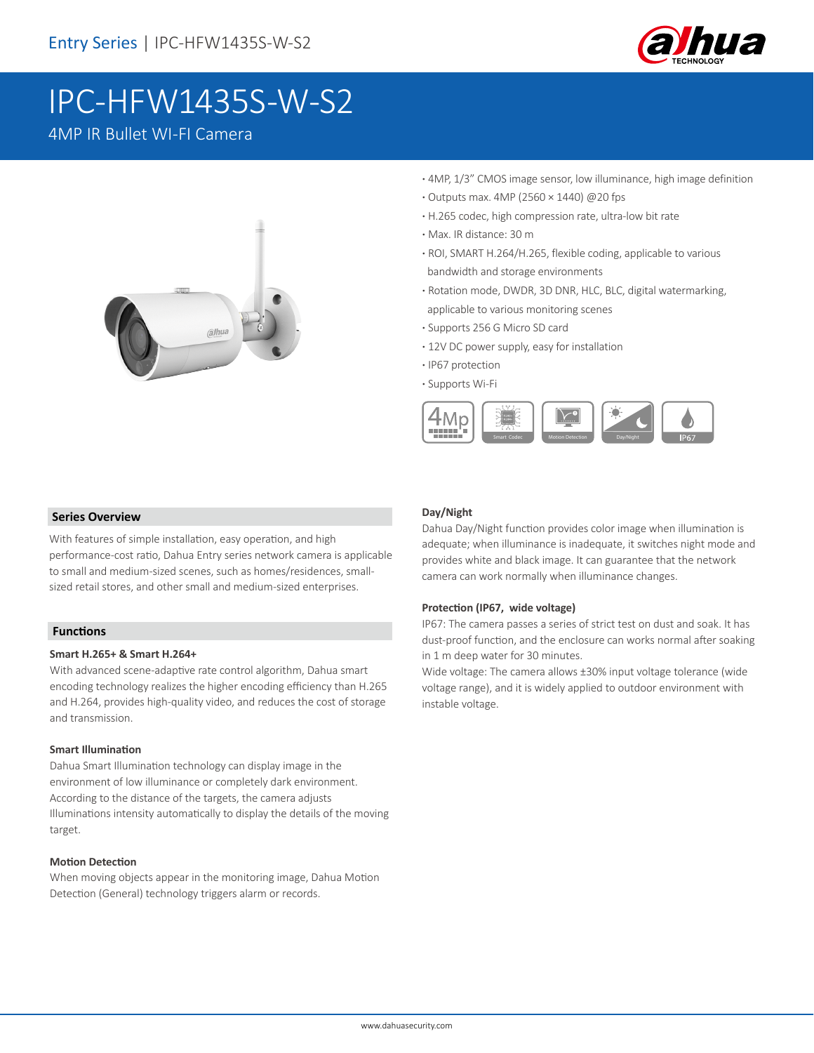Entry Series | IPC-HFW1435S-W-S2

# IPC-HFW1435S-W-S2

4MP IR Bullet WI-FI Camera

- 4MP, 1/3" CMOS image sensor, low illuminance, high image definition
- Outputs max. 4MP (2560 × 1440) @20 fps
- H.265 codec, high compression rate, ultra-low bit rate
- Max. IR distance: 30 m
- ROI, SMART H.264/H.265, flexible coding, applicable to various bandwidth and storage environments
- Rotation mode, DWDR, 3D DNR, HLC, BLC, digital watermarking, applicable to various monitoring scenes
- Supports 256 G Micro SD card
- 12V DC power supply, easy for installation
- IP67 protection
- Supports Wi-Fi

## Series Overview

With features of simple installation, easy operation, and high performance-cost ratio, Dahua Entry series network camera is applicable to small and medium-sized scenes, such as homes/residences, small-sized retail stores, and other small and medium-sized enterprises.

## Functions

### Smart H.265+ & Smart H.264+

With advanced scene-adaptive rate control algorithm, Dahua smart encoding technology realizes the higher encoding efficiency than H.265 and H.264, provides high-quality video, and reduces the cost of storage and transmission.

### Smart Illumination

Dahua Smart Illumination technology can display image in the environment of low illuminance or completely dark environment. According to the distance of the targets, the camera adjusts Illuminations intensity automatically to display the details of the moving target.

### Motion Detection

When moving objects appear in the monitoring image, Dahua Motion Detection (General) technology triggers alarm or records.

### Day/Night

Dahua Day/Night function provides color image when illumination is adequate; when illuminance is inadequate, it switches night mode and provides white and black image. It can guarantee that the network camera can work normally when illuminance changes.

### Protection (IP67, wide voltage)

IP67: The camera passes a series of strict test on dust and soak. It has dust-proof function, and the enclosure can works normal after soaking in 1 m deep water for 30 minutes.

Wide voltage: The camera allows ±30% input voltage tolerance (wide voltage range), and it is widely applied to outdoor environment with instable voltage.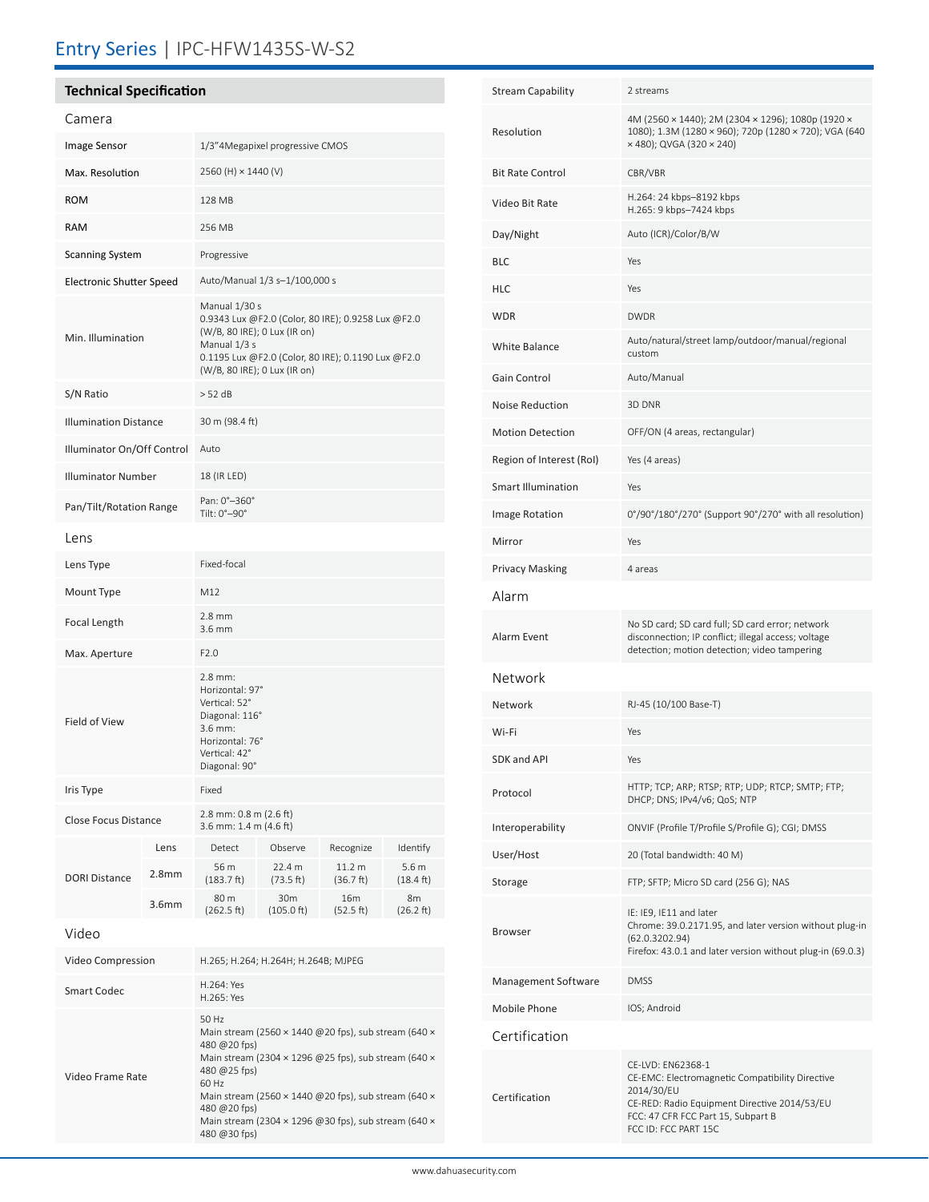# Entry Series | IPC-HFW1435S-W-S2

## Technical Specification

### Camera

| | |
|---|---|
| Image Sensor | 1/3"4Megapixel progressive CMOS |
| Max. Resolution | 2560 (H) × 1440 (V) |
| ROM | 128 MB |
| RAM | 256 MB |
| Scanning System | Progressive |
| Electronic Shutter Speed | Auto/Manual 1/3 s–1/100,000 s |
| Min. Illumination | Manual 1/30 s<br>0.9343 Lux @F2.0 (Color, 80 IRE); 0.9258 Lux @F2.0 (W/B, 80 IRE); 0 Lux (IR on)<br>Manual 1/3 s<br>0.1195 Lux @F2.0 (Color, 80 IRE); 0.1190 Lux @F2.0 (W/B, 80 IRE); 0 Lux (IR on) |
| S/N Ratio | > 52 dB |
| Illumination Distance | 30 m (98.4 ft) |
| Illuminator On/Off Control | Auto |
| Illuminator Number | 18 (IR LED) |
| Pan/Tilt/Rotation Range | Pan: 0°–360°<br>Tilt: 0°–90° |

### Lens

| | |
|---|---|
| Lens Type | Fixed-focal |
| Mount Type | M12 |
| Focal Length | 2.8 mm<br>3.6 mm |
| Max. Aperture | F2.0 |
| Field of View | 2.8 mm:<br>Horizontal: 97°<br>Vertical: 52°<br>Diagonal: 116°<br>3.6 mm:<br>Horizontal: 76°<br>Vertical: 42°<br>Diagonal: 90° |
| Iris Type | Fixed |
| Close Focus Distance | 2.8 mm: 0.8 m (2.6 ft)<br>3.6 mm: 1.4 m (4.6 ft) |

| DORI Distance | Lens | Detect | Observe | Recognize | Identify |
|---|---|---|---|---|---|
| | 2.8mm | 56 m (183.7 ft) | 22.4 m (73.5 ft) | 11.2 m (36.7 ft) | 5.6 m (18.4 ft) |
| | 3.6mm | 80 m (262.5 ft) | 30m (105.0 ft) | 16m (52.5 ft) | 8m (26.2 ft) |

### Video

| | |
|---|---|
| Video Compression | H.265; H.264; H.264H; H.264B; MJPEG |
| Smart Codec | H.264: Yes<br>H.265: Yes |
| Video Frame Rate | 50 Hz<br>Main stream (2560 × 1440 @20 fps), sub stream (640 × 480 @20 fps)<br>Main stream (2304 × 1296 @25 fps), sub stream (640 × 480 @25 fps)<br>60 Hz<br>Main stream (2560 × 1440 @20 fps), sub stream (640 × 480 @20 fps)<br>Main stream (2304 × 1296 @30 fps), sub stream (640 × 480 @30 fps) |
| Stream Capability | 2 streams |
| Resolution | 4M (2560 × 1440); 2M (2304 × 1296); 1080p (1920 × 1080); 1.3M (1280 × 960); 720p (1280 × 720); VGA (640 × 480); QVGA (320 × 240) |
| Bit Rate Control | CBR/VBR |
| Video Bit Rate | H.264: 24 kbps–8192 kbps<br>H.265: 9 kbps–7424 kbps |
| Day/Night | Auto (ICR)/Color/B/W |
| BLC | Yes |
| HLC | Yes |
| WDR | DWDR |
| White Balance | Auto/natural/street lamp/outdoor/manual/regional custom |
| Gain Control | Auto/Manual |
| Noise Reduction | 3D DNR |
| Motion Detection | OFF/ON (4 areas, rectangular) |
| Region of Interest (RoI) | Yes (4 areas) |
| Smart Illumination | Yes |
| Image Rotation | 0°/90°/180°/270° (Support 90°/270° with all resolution) |
| Mirror | Yes |
| Privacy Masking | 4 areas |

### Alarm

| | |
|---|---|
| Alarm Event | No SD card; SD card full; SD card error; network disconnection; IP conflict; illegal access; voltage detection; motion detection; video tampering |

### Network

| | |
|---|---|
| Network | RJ-45 (10/100 Base-T) |
| Wi-Fi | Yes |
| SDK and API | Yes |
| Protocol | HTTP; TCP; ARP; RTSP; RTP; UDP; RTCP; SMTP; FTP; DHCP; DNS; IPv4/v6; QoS; NTP |
| Interoperability | ONVIF (Profile T/Profile S/Profile G); CGI; DMSS |
| User/Host | 20 (Total bandwidth: 40 M) |
| Storage | FTP; SFTP; Micro SD card (256 G); NAS |
| Browser | IE: IE9, IE11 and later<br>Chrome: 39.0.2171.95, and later version without plug-in (62.0.3202.94)<br>Firefox: 43.0.1 and later version without plug-in (69.0.3) |
| Management Software | DMSS |
| Mobile Phone | IOS; Android |

### Certification

| | |
|---|---|
| Certification | CE-LVD: EN62368-1<br>CE-EMC: Electromagnetic Compatibility Directive 2014/30/EU<br>CE-RED: Radio Equipment Directive 2014/53/EU<br>FCC: 47 CFR FCC Part 15, Subpart B<br>FCC ID: FCC PART 15C |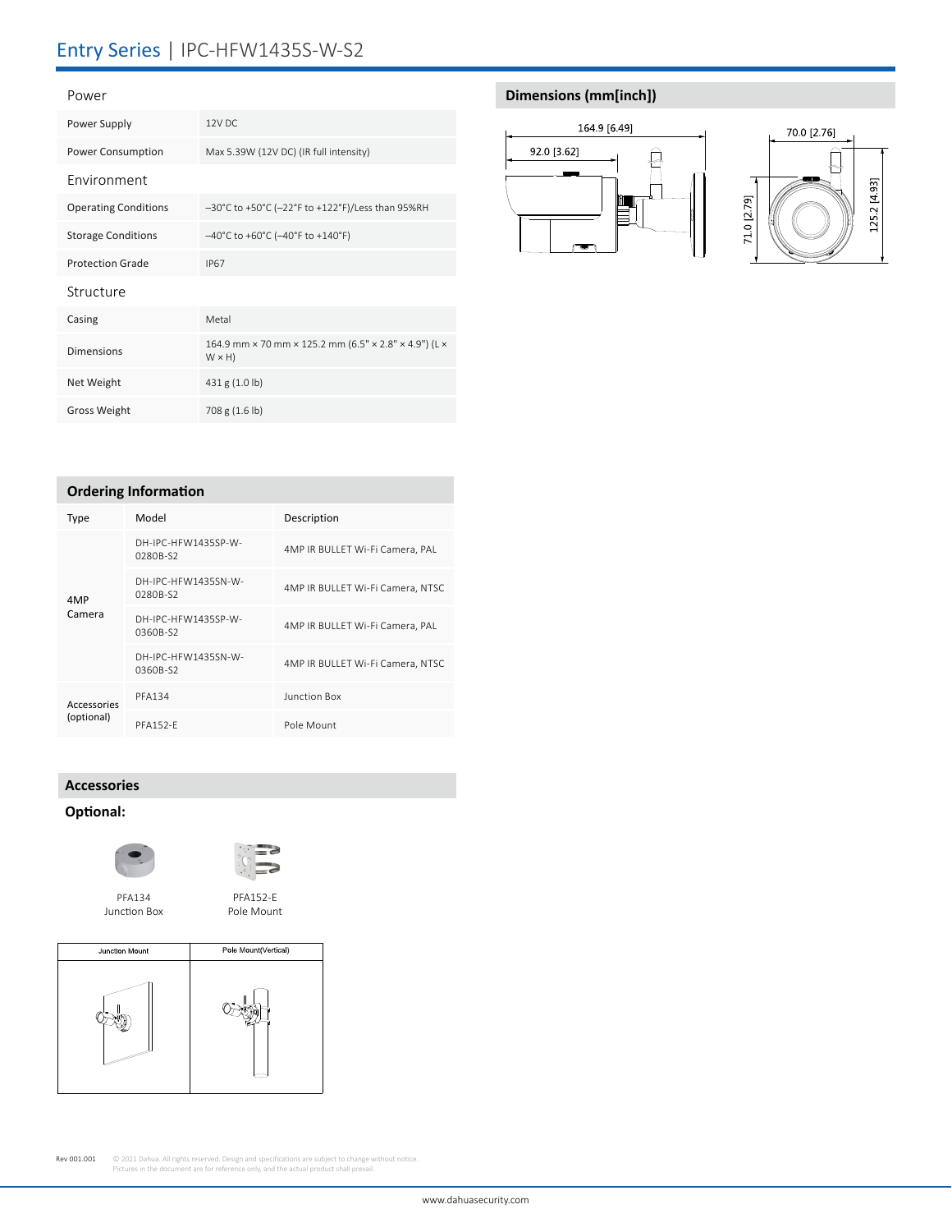# Entry Series | IPC-HFW1435S-W-S2

## Power

| | |
|---|---|
| Power Supply | 12V DC |
| Power Consumption | Max 5.39W (12V DC) (IR full intensity) |

## Environment

| | |
|---|---|
| Operating Conditions | –30°C to +50°C (–22°F to +122°F)/Less than 95%RH |
| Storage Conditions | –40°C to +60°C (–40°F to +140°F) |
| Protection Grade | IP67 |

## Structure

| | |
|---|---|
| Casing | Metal |
| Dimensions | 164.9 mm × 70 mm × 125.2 mm (6.5" × 2.8" × 4.9") (L × W × H) |
| Net Weight | 431 g (1.0 lb) |
| Gross Weight | 708 g (1.6 lb) |

## Dimensions (mm[inch])

164.9 [6.49]
92.0 [3.62]
70.0 [2.76]
71.0 [2.79]
125.2 [4.93]

## Ordering Information

| Type | Model | Description |
|---|---|---|
| 4MP Camera | DH-IPC-HFW1435SP-W-0280B-S2 | 4MP IR BULLET Wi-Fi Camera, PAL |
| | DH-IPC-HFW1435SN-W-0280B-S2 | 4MP IR BULLET Wi-Fi Camera, NTSC |
| | DH-IPC-HFW1435SP-W-0360B-S2 | 4MP IR BULLET Wi-Fi Camera, PAL |
| | DH-IPC-HFW1435SN-W-0360B-S2 | 4MP IR BULLET Wi-Fi Camera, NTSC |
| Accessories (optional) | PFA134 | Junction Box |
| | PFA152-E | Pole Mount |

## Accessories

**Optional:**

PFA134
Junction Box

PFA152-E
Pole Mount

| Junction Mount | Pole Mount(Vertical) |
|---|---|

Rev 001.001

© 2021 Dahua. All rights reserved. Design and specifications are subject to change without notice.
Pictures in the document are for reference only, and the actual product shall prevail.

www.dahuasecurity.com